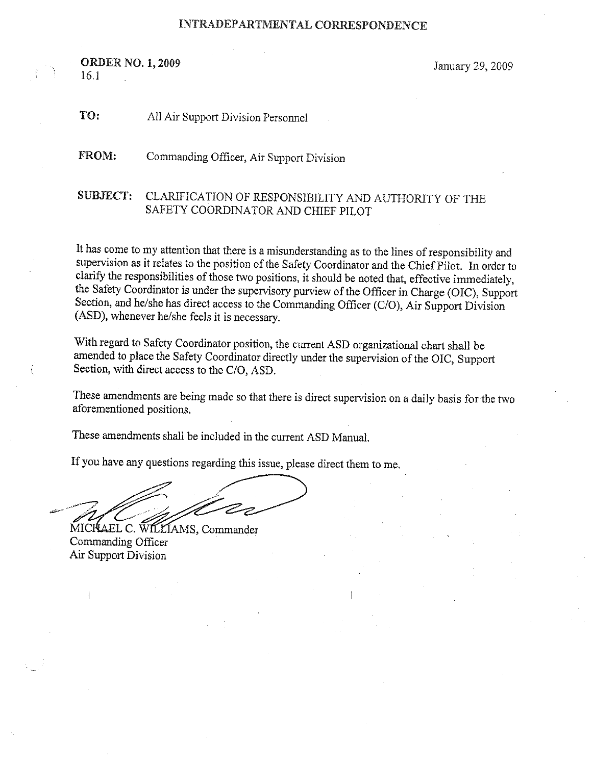# INTRADEPARTMENTAL CORRESPONDENCE

**ORDER NO. 1, 2009**
16.1

January 29, 2009

**TO:** All Air Support Division Personnel

**FROM:** Commanding Officer, Air Support Division

**SUBJECT:** CLARIFICATION OF RESPONSIBILITY AND AUTHORITY OF THE SAFETY COORDINATOR AND CHIEF PILOT

It has come to my attention that there is a misunderstanding as to the lines of responsibility and supervision as it relates to the position of the Safety Coordinator and the Chief Pilot. In order to clarify the responsibilities of those two positions, it should be noted that, effective immediately, the Safety Coordinator is under the supervisory purview of the Officer in Charge (OIC), Support Section, and he/she has direct access to the Commanding Officer (C/O), Air Support Division (ASD), whenever he/she feels it is necessary.

With regard to Safety Coordinator position, the current ASD organizational chart shall be amended to place the Safety Coordinator directly under the supervision of the OIC, Support Section, with direct access to the C/O, ASD.

These amendments are being made so that there is direct supervision on a daily basis for the two aforementioned positions.

These amendments shall be included in the current ASD Manual.

If you have any questions regarding this issue, please direct them to me.

MICHAEL C. WILLIAMS, Commander
Commanding Officer
Air Support Division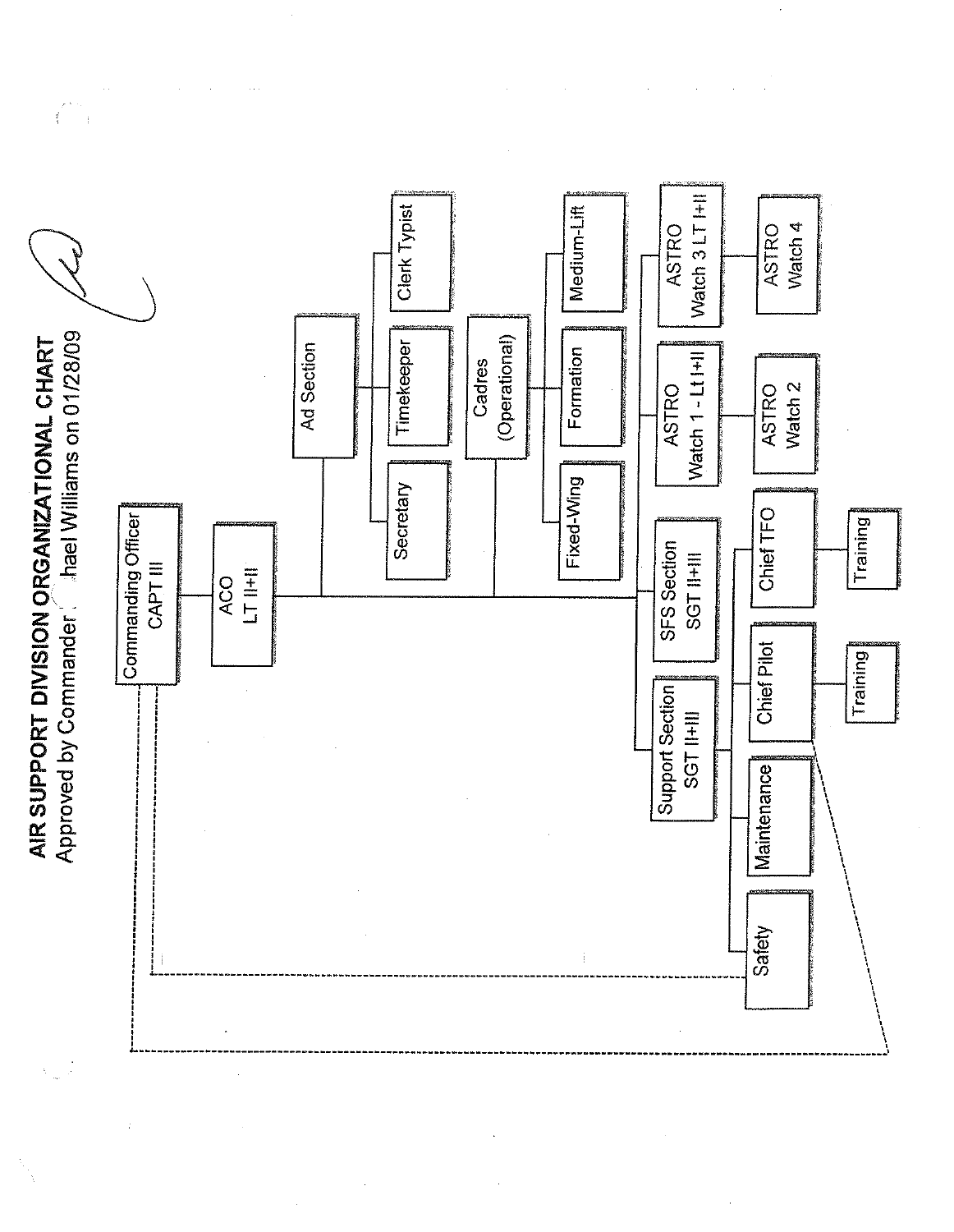# AIR SUPPORT DIVISION ORGANIZATIONAL CHART

Approved by Commander Michael Williams on 01/28/09

Commanding Officer
CAPT III

ACO
LT II+II

Ad Section

Secretary

Timekeeper

Clerk Typist

Cadres
(Operational)

Fixed-Wing

Formation

Medium-Lift

Support Section
SGT II+III

SFS Section
SGT II+III

ASTRO
Watch 1 - Lt I+II

ASTRO
Watch 3 LT I+II

ASTRO
Watch 2

ASTRO
Watch 4

Safety

Maintenance

Chief Pilot

Chief TFO

Training

Training